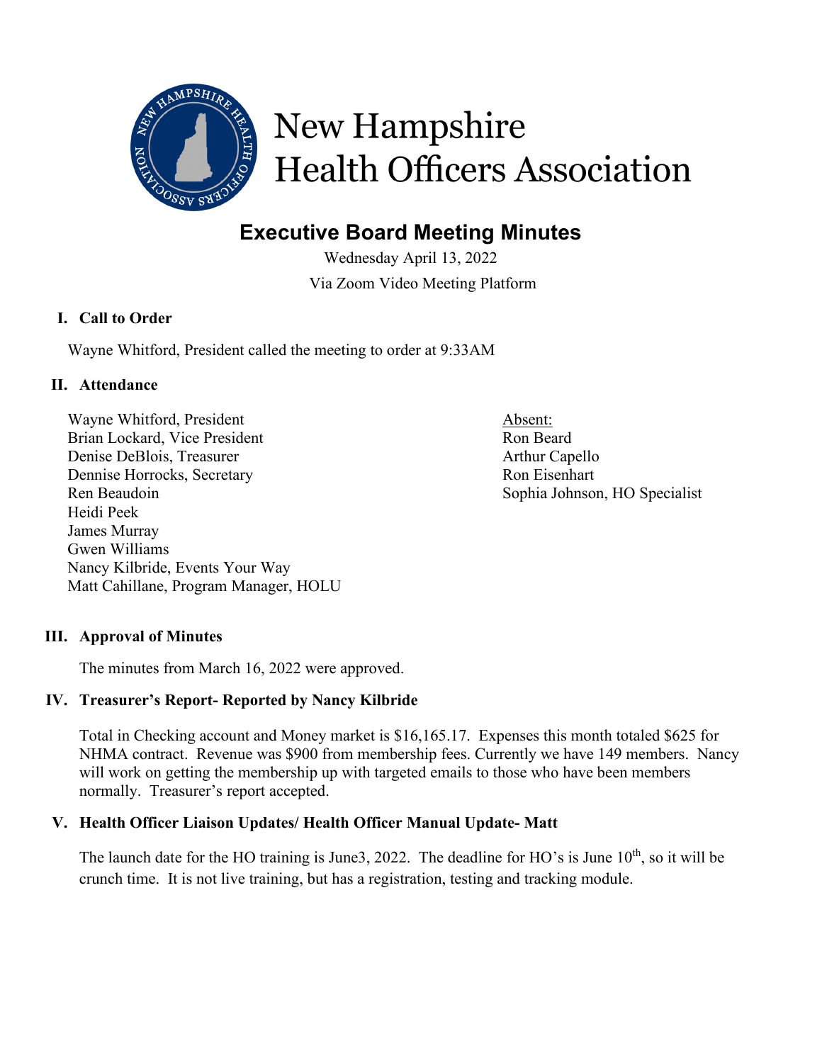# New Hampshire Health Officers Association

## Executive Board Meeting Minutes

Wednesday April 13, 2022

Via Zoom Video Meeting Platform

### I. Call to Order

Wayne Whitford, President called the meeting to order at 9:33AM

### II. Attendance

Wayne Whitford, President
Brian Lockard, Vice President
Denise DeBlois, Treasurer
Dennise Horrocks, Secretary
Ren Beaudoin
Heidi Peek
James Murray
Gwen Williams
Nancy Kilbride, Events Your Way
Matt Cahillane, Program Manager, HOLU

Absent:
Ron Beard
Arthur Capello
Ron Eisenhart
Sophia Johnson, HO Specialist

### III. Approval of Minutes

The minutes from March 16, 2022 were approved.

### IV. Treasurer's Report- Reported by Nancy Kilbride

Total in Checking account and Money market is $16,165.17. Expenses this month totaled $625 for NHMA contract. Revenue was $900 from membership fees. Currently we have 149 members. Nancy will work on getting the membership up with targeted emails to those who have been members normally. Treasurer's report accepted.

### V. Health Officer Liaison Updates/ Health Officer Manual Update- Matt

The launch date for the HO training is June3, 2022. The deadline for HO's is June 10th, so it will be crunch time. It is not live training, but has a registration, testing and tracking module.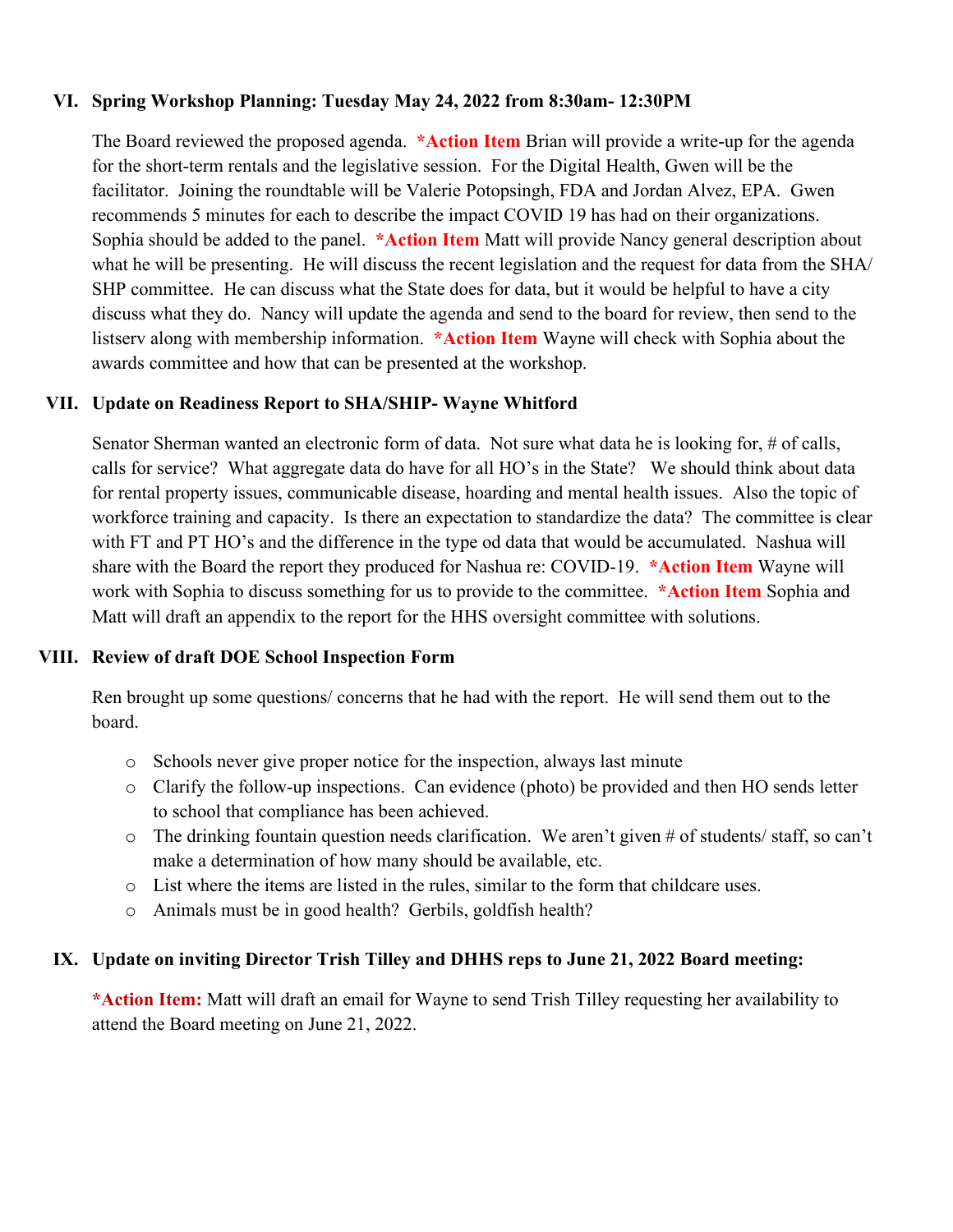## VI. Spring Workshop Planning: Tuesday May 24, 2022 from 8:30am- 12:30PM

The Board reviewed the proposed agenda. ***Action Item** Brian will provide a write-up for the agenda for the short-term rentals and the legislative session. For the Digital Health, Gwen will be the facilitator. Joining the roundtable will be Valerie Potopsingh, FDA and Jordan Alvez, EPA. Gwen recommends 5 minutes for each to describe the impact COVID 19 has had on their organizations. Sophia should be added to the panel. ***Action Item** Matt will provide Nancy general description about what he will be presenting. He will discuss the recent legislation and the request for data from the SHA/ SHP committee. He can discuss what the State does for data, but it would be helpful to have a city discuss what they do. Nancy will update the agenda and send to the board for review, then send to the listserv along with membership information. ***Action Item** Wayne will check with Sophia about the awards committee and how that can be presented at the workshop.

## VII. Update on Readiness Report to SHA/SHIP- Wayne Whitford

Senator Sherman wanted an electronic form of data. Not sure what data he is looking for, # of calls, calls for service? What aggregate data do have for all HO's in the State? We should think about data for rental property issues, communicable disease, hoarding and mental health issues. Also the topic of workforce training and capacity. Is there an expectation to standardize the data? The committee is clear with FT and PT HO's and the difference in the type od data that would be accumulated. Nashua will share with the Board the report they produced for Nashua re: COVID-19. ***Action Item** Wayne will work with Sophia to discuss something for us to provide to the committee. ***Action Item** Sophia and Matt will draft an appendix to the report for the HHS oversight committee with solutions.

## VIII. Review of draft DOE School Inspection Form

Ren brought up some questions/ concerns that he had with the report. He will send them out to the board.

- Schools never give proper notice for the inspection, always last minute
- Clarify the follow-up inspections. Can evidence (photo) be provided and then HO sends letter to school that compliance has been achieved.
- The drinking fountain question needs clarification. We aren't given # of students/ staff, so can't make a determination of how many should be available, etc.
- List where the items are listed in the rules, similar to the form that childcare uses.
- Animals must be in good health? Gerbils, goldfish health?

## IX. Update on inviting Director Trish Tilley and DHHS reps to June 21, 2022 Board meeting:

***Action Item:** Matt will draft an email for Wayne to send Trish Tilley requesting her availability to attend the Board meeting on June 21, 2022.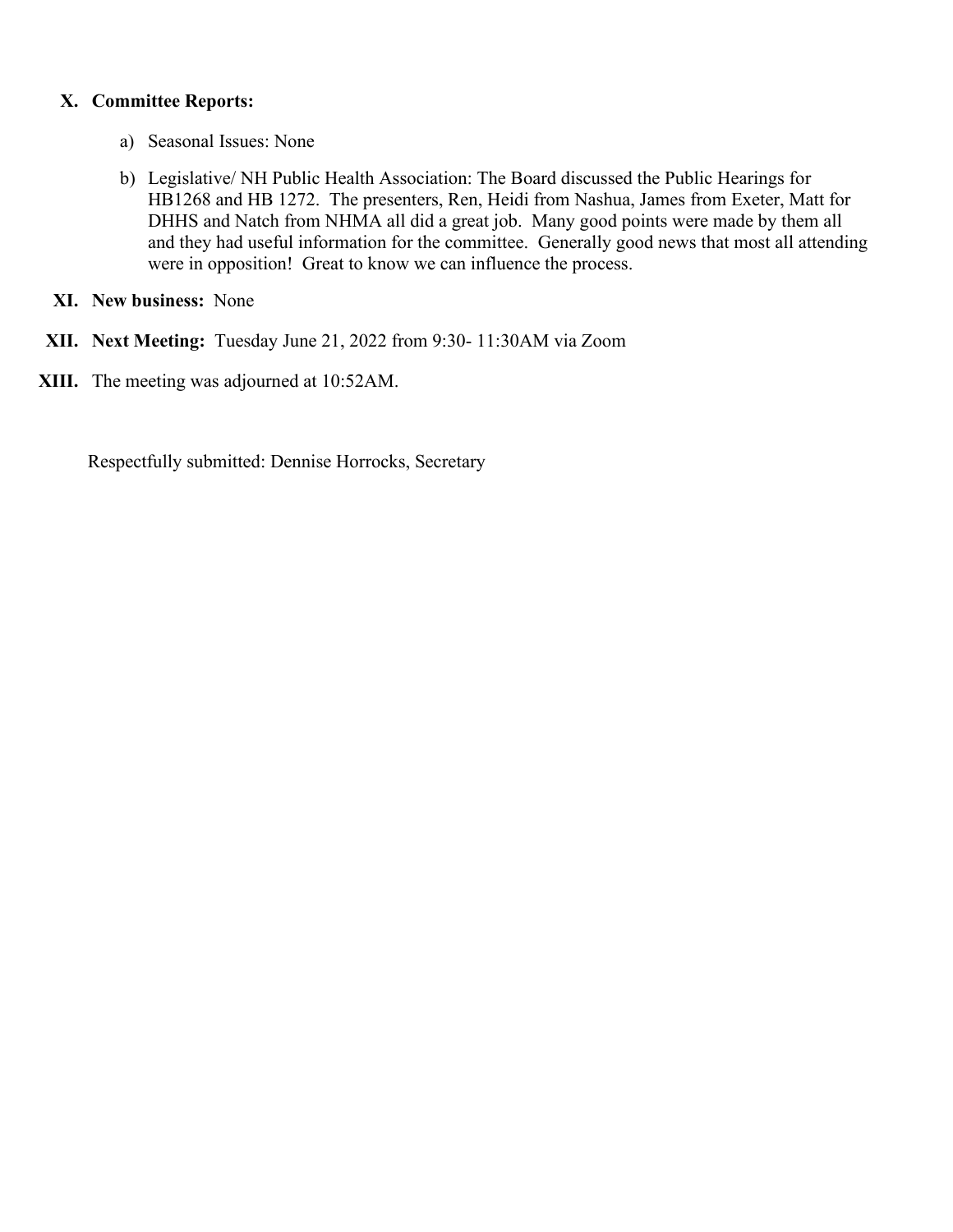**X. Committee Reports:**

a) Seasonal Issues: None

b) Legislative/ NH Public Health Association: The Board discussed the Public Hearings for HB1268 and HB 1272. The presenters, Ren, Heidi from Nashua, James from Exeter, Matt for DHHS and Natch from NHMA all did a great job. Many good points were made by them all and they had useful information for the committee. Generally good news that most all attending were in opposition! Great to know we can influence the process.

**XI. New business:** None

**XII. Next Meeting:** Tuesday June 21, 2022 from 9:30- 11:30AM via Zoom

**XIII.** The meeting was adjourned at 10:52AM.

Respectfully submitted: Dennise Horrocks, Secretary